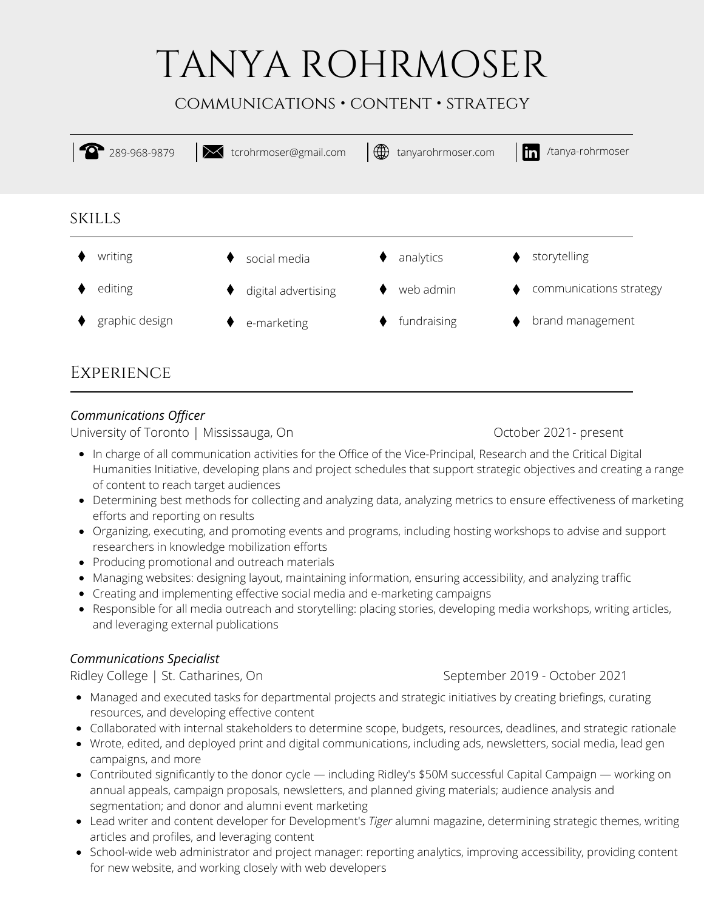# TANYA ROHRMOSER

COMMUNICATIONS • CONTENT • STRATEGY

289-968-9879 | tcrohrmoser@gmail.com | tanyarohrmoser.com | /tanya-rohrmoser

## SKILLS

- writing
- editing
- graphic design
- social media
- digital advertising
- e-marketing
- analytics
- web admin
- fundraising
- storytelling
- communications strategy
- brand management

## Experience

### *Communications Officer*

University of Toronto | Mississauga, On — October 2021- present

- In charge of all communication activities for the Office of the Vice-Principal, Research and the Critical Digital Humanities Initiative, developing plans and project schedules that support strategic objectives and creating a range of content to reach target audiences
- Determining best methods for collecting and analyzing data, analyzing metrics to ensure effectiveness of marketing efforts and reporting on results
- Organizing, executing, and promoting events and programs, including hosting workshops to advise and support researchers in knowledge mobilization efforts
- Producing promotional and outreach materials
- Managing websites: designing layout, maintaining information, ensuring accessibility, and analyzing traffic
- Creating and implementing effective social media and e-marketing campaigns
- Responsible for all media outreach and storytelling: placing stories, developing media workshops, writing articles, and leveraging external publications

### *Communications Specialist*

Ridley College | St. Catharines, On — September 2019 - October 2021

- Managed and executed tasks for departmental projects and strategic initiatives by creating briefings, curating resources, and developing effective content
- Collaborated with internal stakeholders to determine scope, budgets, resources, deadlines, and strategic rationale
- Wrote, edited, and deployed print and digital communications, including ads, newsletters, social media, lead gen campaigns, and more
- Contributed significantly to the donor cycle — including Ridley's $50M successful Capital Campaign — working on annual appeals, campaign proposals, newsletters, and planned giving materials; audience analysis and segmentation; and donor and alumni event marketing
- Lead writer and content developer for Development's *Tiger* alumni magazine, determining strategic themes, writing articles and profiles, and leveraging content
- School-wide web administrator and project manager: reporting analytics, improving accessibility, providing content for new website, and working closely with web developers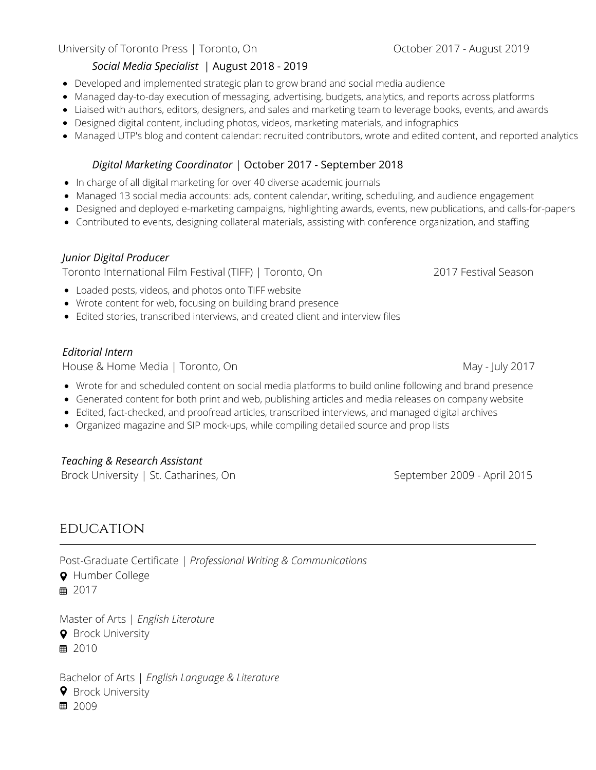University of Toronto Press | Toronto, On October 2017 - August 2019

*Social Media Specialist* | August 2018 - 2019

- Developed and implemented strategic plan to grow brand and social media audience
- Managed day-to-day execution of messaging, advertising, budgets, analytics, and reports across platforms
- Liaised with authors, editors, designers, and sales and marketing team to leverage books, events, and awards
- Designed digital content, including photos, videos, marketing materials, and infographics
- Managed UTP's blog and content calendar: recruited contributors, wrote and edited content, and reported analytics

*Digital Marketing Coordinator* | October 2017 - September 2018

- In charge of all digital marketing for over 40 diverse academic journals
- Managed 13 social media accounts: ads, content calendar, writing, scheduling, and audience engagement
- Designed and deployed e-marketing campaigns, highlighting awards, events, new publications, and calls-for-papers
- Contributed to events, designing collateral materials, assisting with conference organization, and staffing

*Junior Digital Producer*

Toronto International Film Festival (TIFF) | Toronto, On 2017 Festival Season

- Loaded posts, videos, and photos onto TIFF website
- Wrote content for web, focusing on building brand presence
- Edited stories, transcribed interviews, and created client and interview files

*Editorial Intern*

House & Home Media | Toronto, On May - July 2017

- Wrote for and scheduled content on social media platforms to build online following and brand presence
- Generated content for both print and web, publishing articles and media releases on company website
- Edited, fact-checked, and proofread articles, transcribed interviews, and managed digital archives
- Organized magazine and SIP mock-ups, while compiling detailed source and prop lists

*Teaching & Research Assistant*

Brock University | St. Catharines, On September 2009 - April 2015

## EDUCATION

Post-Graduate Certificate | *Professional Writing & Communications*

Humber College

2017

Master of Arts | *English Literature*

Brock University

2010

Bachelor of Arts | *English Language & Literature*

Brock University

2009